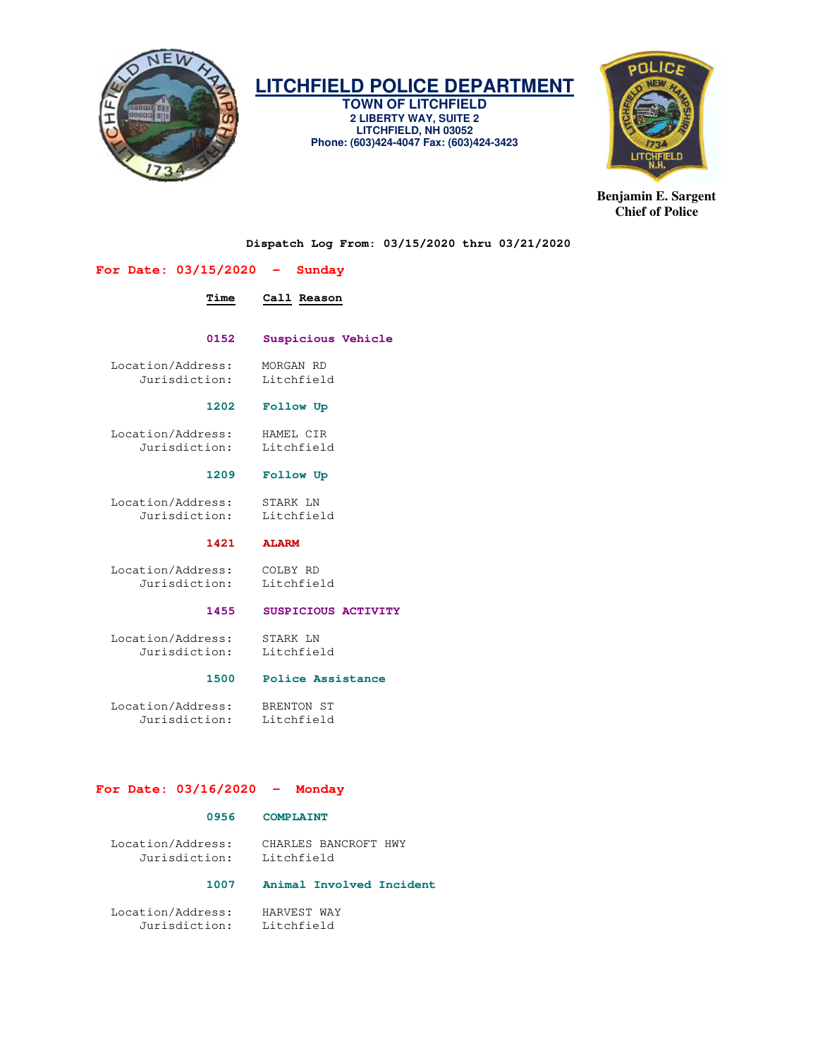# LITCHFIELD POLICE DEPARTMENT

**TOWN OF LITCHFIELD**
**2 LIBERTY WAY, SUITE 2**
**LITCHFIELD, NH 03052**
**Phone: (603)424-4047 Fax: (603)424-3423**

**Benjamin E. Sargent**
**Chief of Police**

**Dispatch Log From: 03/15/2020 thru 03/21/2020**

## For Date: 03/15/2020 - Sunday

**Time** | **Call Reason**

**0152** **Suspicious Vehicle**

Location/Address: MORGAN RD
Jurisdiction: Litchfield

**1202** **Follow Up**

Location/Address: HAMEL CIR
Jurisdiction: Litchfield

**1209** **Follow Up**

Location/Address: STARK LN
Jurisdiction: Litchfield

**1421** **ALARM**

Location/Address: COLBY RD
Jurisdiction: Litchfield

**1455** **SUSPICIOUS ACTIVITY**

Location/Address: STARK LN
Jurisdiction: Litchfield

**1500** **Police Assistance**

Location/Address: BRENTON ST
Jurisdiction: Litchfield

## For Date: 03/16/2020 - Monday

**0956** **COMPLAINT**

Location/Address: CHARLES BANCROFT HWY
Jurisdiction: Litchfield

**1007** **Animal Involved Incident**

Location/Address: HARVEST WAY
Jurisdiction: Litchfield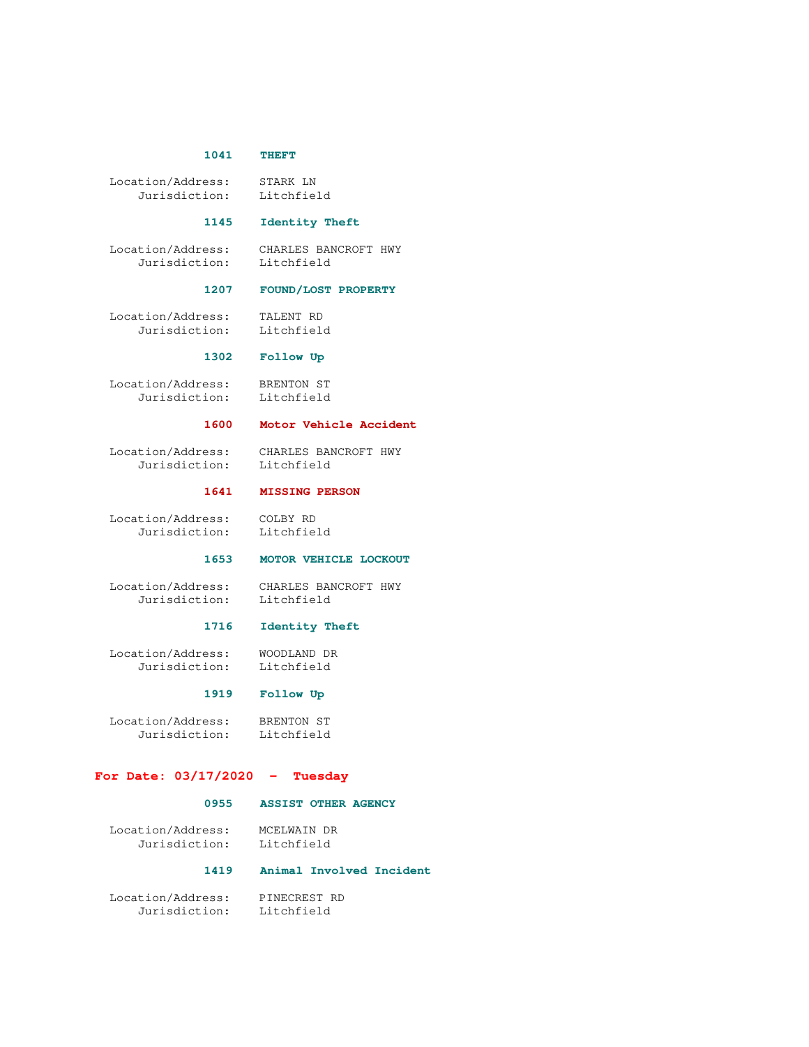**1041 THEFT**

Location/Address: STARK LN
Jurisdiction: Litchfield

**1145 Identity Theft**

Location/Address: CHARLES BANCROFT HWY
Jurisdiction: Litchfield

**1207 FOUND/LOST PROPERTY**

Location/Address: TALENT RD
Jurisdiction: Litchfield

**1302 Follow Up**

Location/Address: BRENTON ST
Jurisdiction: Litchfield

**1600 Motor Vehicle Accident**

Location/Address: CHARLES BANCROFT HWY
Jurisdiction: Litchfield

**1641 MISSING PERSON**

Location/Address: COLBY RD
Jurisdiction: Litchfield

**1653 MOTOR VEHICLE LOCKOUT**

Location/Address: CHARLES BANCROFT HWY
Jurisdiction: Litchfield

**1716 Identity Theft**

Location/Address: WOODLAND DR
Jurisdiction: Litchfield

**1919 Follow Up**

Location/Address: BRENTON ST
Jurisdiction: Litchfield

## For Date: 03/17/2020 - Tuesday

**0955 ASSIST OTHER AGENCY**

Location/Address: MCELWAIN DR
Jurisdiction: Litchfield

**1419 Animal Involved Incident**

Location/Address: PINECREST RD
Jurisdiction: Litchfield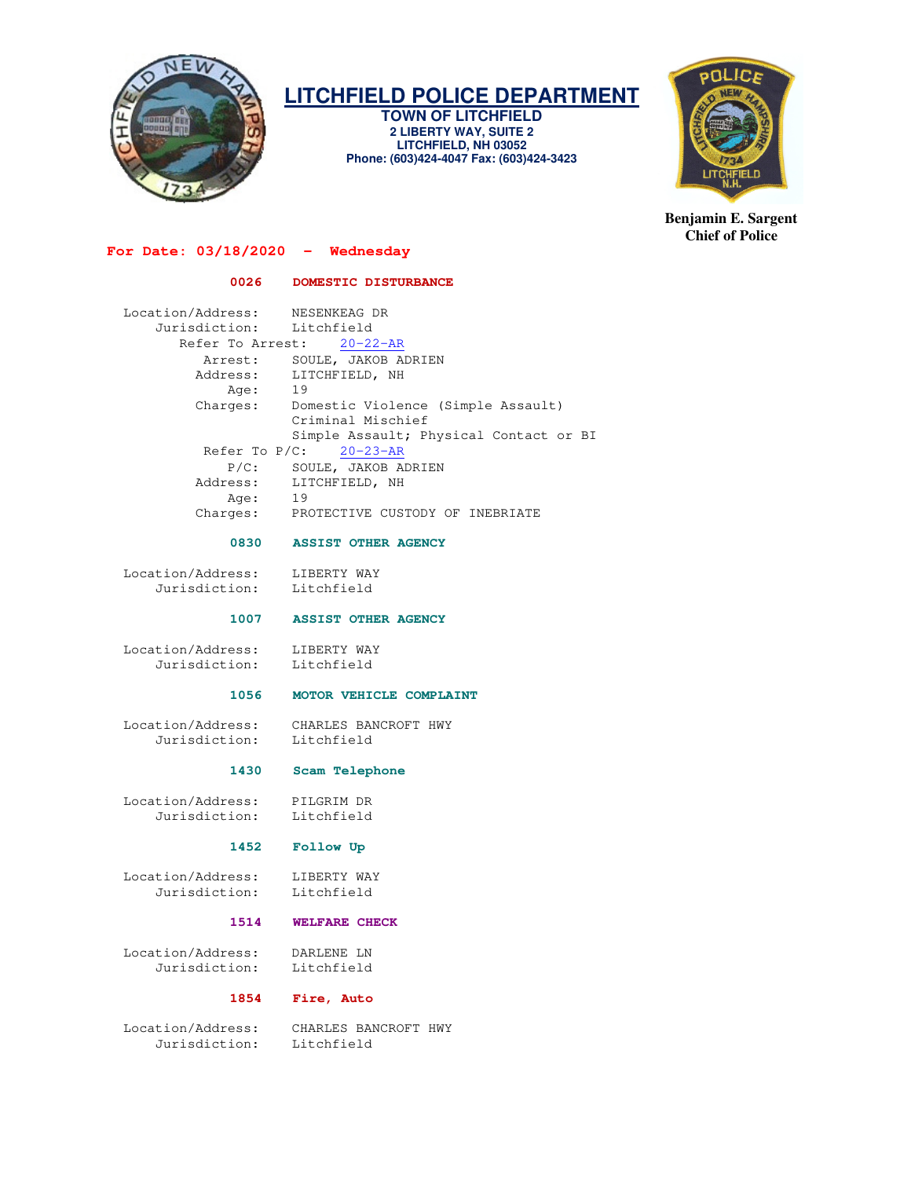# LITCHFIELD POLICE DEPARTMENT

**TOWN OF LITCHFIELD**
**2 LIBERTY WAY, SUITE 2**
**LITCHFIELD, NH 03052**
**Phone: (603)424-4047 Fax: (603)424-3423**

**Benjamin E. Sargent**
**Chief of Police**

## For Date: 03/18/2020 - Wednesday

### 0026 DOMESTIC DISTURBANCE

```
Location/Address:    NESENKEAG DR
    Jurisdiction:    Litchfield
     Refer To Arrest:    20-22-AR
          Arrest:    SOULE, JAKOB ADRIEN
         Address:    LITCHFIELD, NH
             Age:    19
         Charges:    Domestic Violence (Simple Assault)
                     Criminal Mischief
                     Simple Assault; Physical Contact or BI
        Refer To P/C:    20-23-AR
             P/C:    SOULE, JAKOB ADRIEN
         Address:    LITCHFIELD, NH
             Age:    19
         Charges:    PROTECTIVE CUSTODY OF INEBRIATE
```

### 0830 ASSIST OTHER AGENCY

```
Location/Address:    LIBERTY WAY
    Jurisdiction:    Litchfield
```

### 1007 ASSIST OTHER AGENCY

```
Location/Address:    LIBERTY WAY
    Jurisdiction:    Litchfield
```

### 1056 MOTOR VEHICLE COMPLAINT

```
Location/Address:    CHARLES BANCROFT HWY
    Jurisdiction:    Litchfield
```

### 1430 Scam Telephone

```
Location/Address:    PILGRIM DR
    Jurisdiction:    Litchfield
```

### 1452 Follow Up

```
Location/Address:    LIBERTY WAY
    Jurisdiction:    Litchfield
```

### 1514 WELFARE CHECK

```
Location/Address:    DARLENE LN
    Jurisdiction:    Litchfield
```

### 1854 Fire, Auto

```
Location/Address:    CHARLES BANCROFT HWY
    Jurisdiction:    Litchfield
```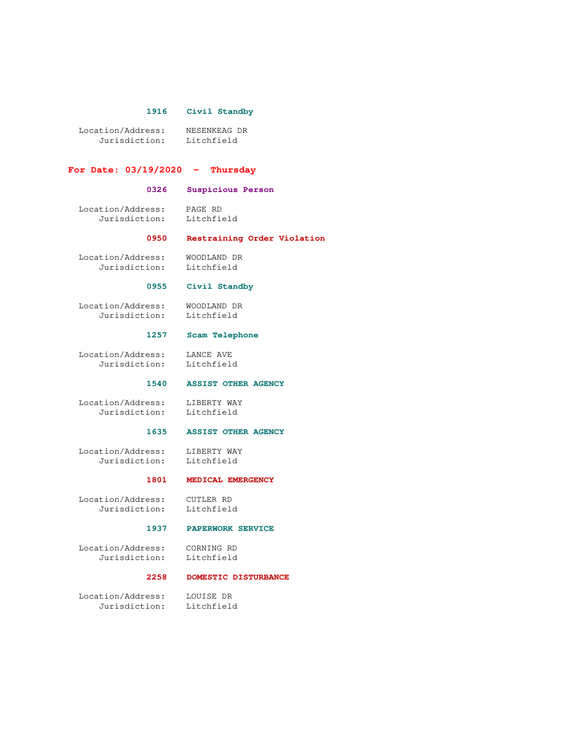**1916 Civil Standby**

Location/Address: NESENKEAG DR
Jurisdiction: Litchfield

## For Date: 03/19/2020 - Thursday

**0326 Suspicious Person**

Location/Address: PAGE RD
Jurisdiction: Litchfield

**0950 Restraining Order Violation**

Location/Address: WOODLAND DR
Jurisdiction: Litchfield

**0955 Civil Standby**

Location/Address: WOODLAND DR
Jurisdiction: Litchfield

**1257 Scam Telephone**

Location/Address: LANCE AVE
Jurisdiction: Litchfield

**1540 ASSIST OTHER AGENCY**

Location/Address: LIBERTY WAY
Jurisdiction: Litchfield

**1635 ASSIST OTHER AGENCY**

Location/Address: LIBERTY WAY
Jurisdiction: Litchfield

**1801 MEDICAL EMERGENCY**

Location/Address: CUTLER RD
Jurisdiction: Litchfield

**1937 PAPERWORK SERVICE**

Location/Address: CORNING RD
Jurisdiction: Litchfield

**2258 DOMESTIC DISTURBANCE**

Location/Address: LOUISE DR
Jurisdiction: Litchfield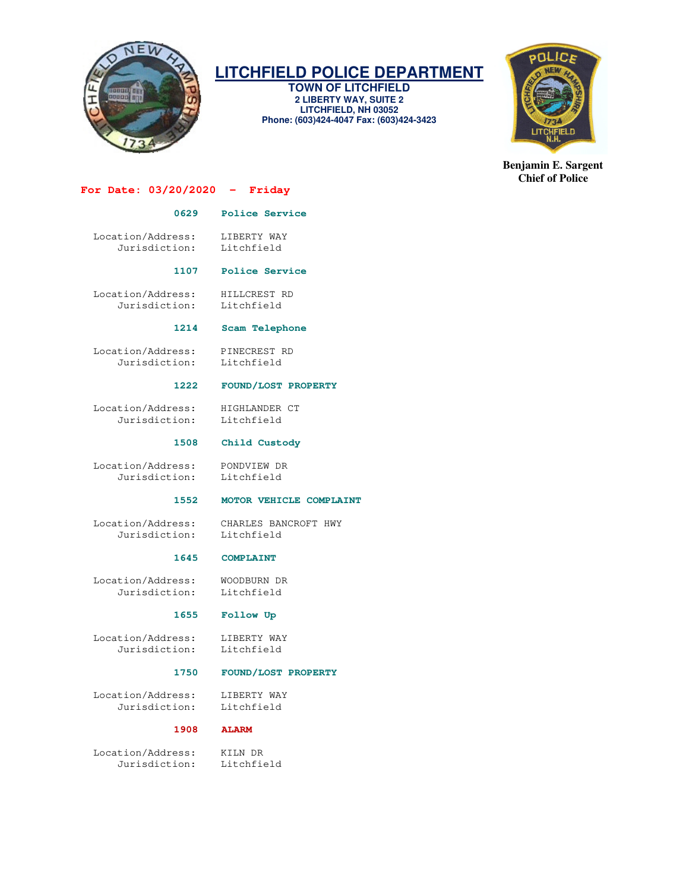# LITCHFIELD POLICE DEPARTMENT

**TOWN OF LITCHFIELD**
**2 LIBERTY WAY, SUITE 2**
**LITCHFIELD, NH 03052**
**Phone: (603)424-4047 Fax: (603)424-3423**

**Benjamin E. Sargent**
**Chief of Police**

## For Date: 03/20/2020 - Friday

**0629 Police Service**

Location/Address: LIBERTY WAY
Jurisdiction: Litchfield

**1107 Police Service**

Location/Address: HILLCREST RD
Jurisdiction: Litchfield

**1214 Scam Telephone**

Location/Address: PINECREST RD
Jurisdiction: Litchfield

**1222 FOUND/LOST PROPERTY**

Location/Address: HIGHLANDER CT
Jurisdiction: Litchfield

**1508 Child Custody**

Location/Address: PONDVIEW DR
Jurisdiction: Litchfield

**1552 MOTOR VEHICLE COMPLAINT**

Location/Address: CHARLES BANCROFT HWY
Jurisdiction: Litchfield

**1645 COMPLAINT**

Location/Address: WOODBURN DR
Jurisdiction: Litchfield

**1655 Follow Up**

Location/Address: LIBERTY WAY
Jurisdiction: Litchfield

**1750 FOUND/LOST PROPERTY**

Location/Address: LIBERTY WAY
Jurisdiction: Litchfield

**1908 ALARM**

Location/Address: KILN DR
Jurisdiction: Litchfield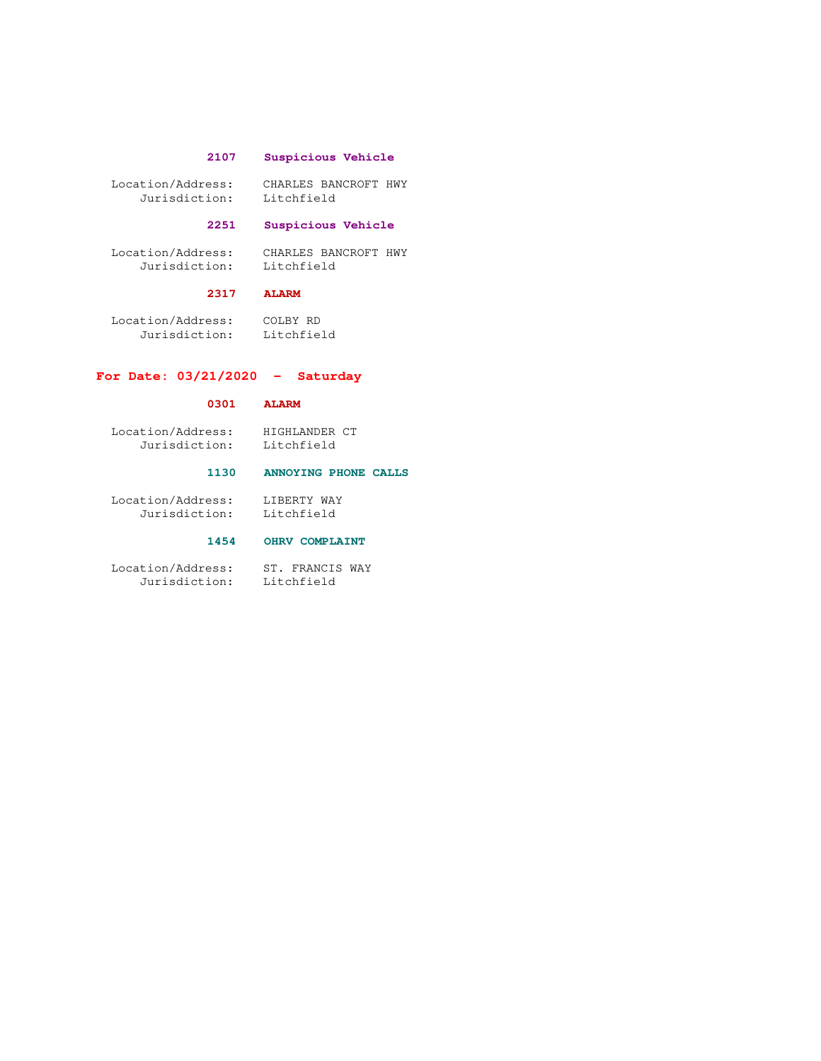**2107 Suspicious Vehicle**

Location/Address: CHARLES BANCROFT HWY
Jurisdiction: Litchfield

**2251 Suspicious Vehicle**

Location/Address: CHARLES BANCROFT HWY
Jurisdiction: Litchfield

**2317 ALARM**

Location/Address: COLBY RD
Jurisdiction: Litchfield

## For Date: 03/21/2020 - Saturday

**0301 ALARM**

Location/Address: HIGHLANDER CT
Jurisdiction: Litchfield

**1130 ANNOYING PHONE CALLS**

Location/Address: LIBERTY WAY
Jurisdiction: Litchfield

**1454 OHRV COMPLAINT**

Location/Address: ST. FRANCIS WAY
Jurisdiction: Litchfield